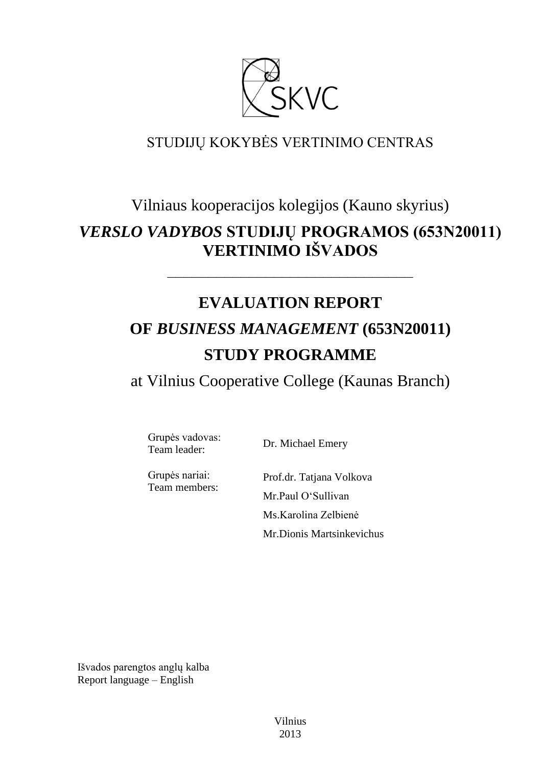STUDIJŲ KOKYBĖS VERTINIMO CENTRAS

Vilniaus kooperacijos kolegijos (Kauno skyrius)

# *VERSLO VADYBOS* STUDIJŲ PROGRAMOS (653N20011) VERTINIMO IŠVADOS

---

# EVALUATION REPORT

# OF *BUSINESS MANAGEMENT* (653N20011)

# STUDY PROGRAMME

at Vilnius Cooperative College (Kaunas Branch)

| | |
|---|---|
| Grupės vadovas:<br>Team leader: | Dr. Michael Emery |
| Grupės nariai:<br>Team members: | Prof.dr. Tatjana Volkova<br>Mr.Paul O'Sullivan<br>Ms.Karolina Zelbienė<br>Mr.Dionis Martsinkevichus |

Išvados parengtos anglų kalba
Report language – English

Vilnius
2013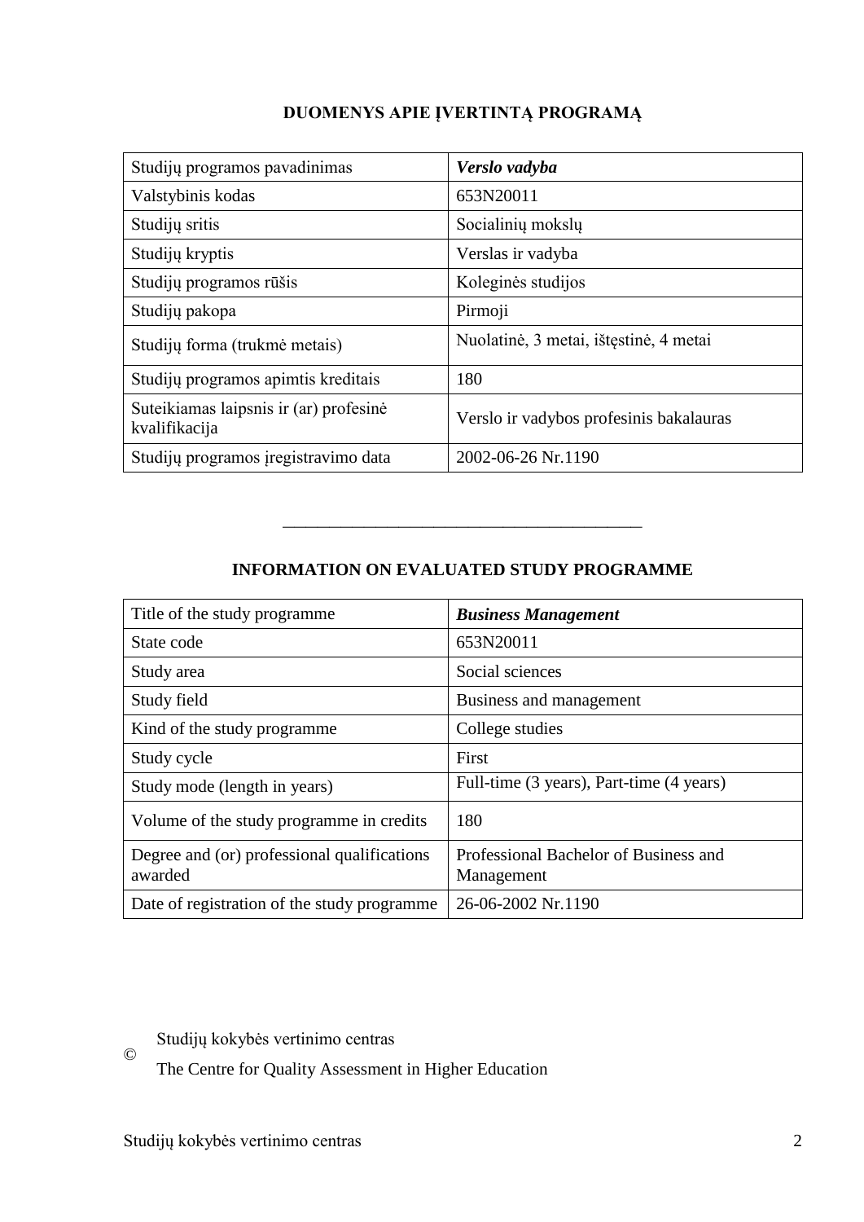## DUOMENYS APIE ĮVERTINTĄ PROGRAMĄ

| Studijų programos pavadinimas | ***Verslo vadyba*** |
|---|---|
| Valstybinis kodas | 653N20011 |
| Studijų sritis | Socialinių mokslų |
| Studijų kryptis | Verslas ir vadyba |
| Studijų programos rūšis | Koleginės studijos |
| Studijų pakopa | Pirmoji |
| Studijų forma (trukmė metais) | Nuolatinė, 3 metai, ištęstinė, 4 metai |
| Studijų programos apimtis kreditais | 180 |
| Suteikiamas laipsnis ir (ar) profesinė kvalifikacija | Verslo ir vadybos profesinis bakalauras |
| Studijų programos įregistravimo data | 2002-06-26 Nr.1190 |

---

## INFORMATION ON EVALUATED STUDY PROGRAMME

| Title of the study programme | ***Business Management*** |
|---|---|
| State code | 653N20011 |
| Study area | Social sciences |
| Study field | Business and management |
| Kind of the study programme | College studies |
| Study cycle | First |
| Study mode (length in years) | Full-time (3 years), Part-time (4 years) |
| Volume of the study programme in credits | 180 |
| Degree and (or) professional qualifications awarded | Professional Bachelor of Business and Management |
| Date of registration of the study programme | 26-06-2002 Nr.1190 |

© Studijų kokybės vertinimo centras

The Centre for Quality Assessment in Higher Education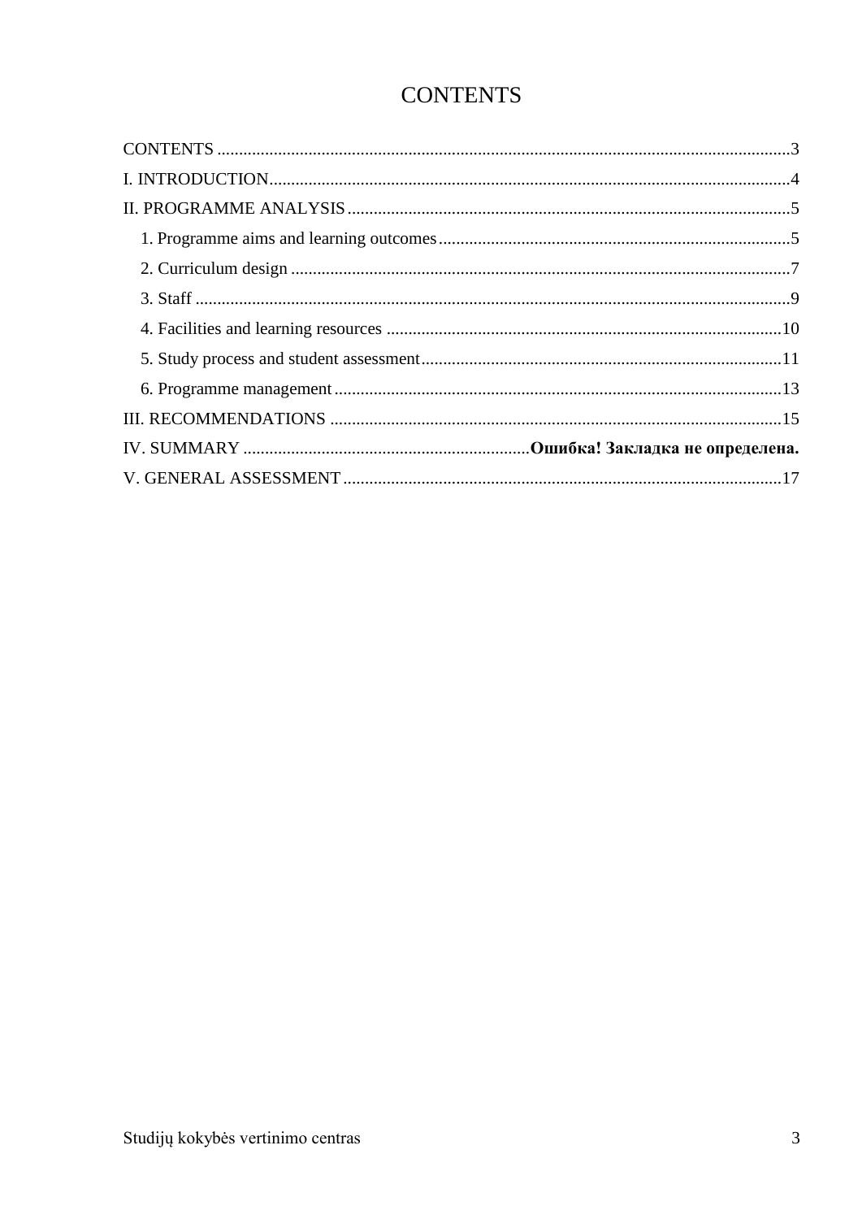# CONTENTS

CONTENTS ....................................................................................................................................3

I. INTRODUCTION........................................................................................................................4

II. PROGRAMME ANALYSIS......................................................................................................5

1. Programme aims and learning outcomes.................................................................................5
2. Curriculum design ...................................................................................................................7
3. Staff .........................................................................................................................................9
4. Facilities and learning resources ...........................................................................................10
5. Study process and student assessment...................................................................................11
6. Programme management .......................................................................................................13

III. RECOMMENDATIONS ........................................................................................................15

IV. SUMMARY ..................................................................**Ошибка! Закладка не определена.**

V. GENERAL ASSESSMENT .....................................................................................................17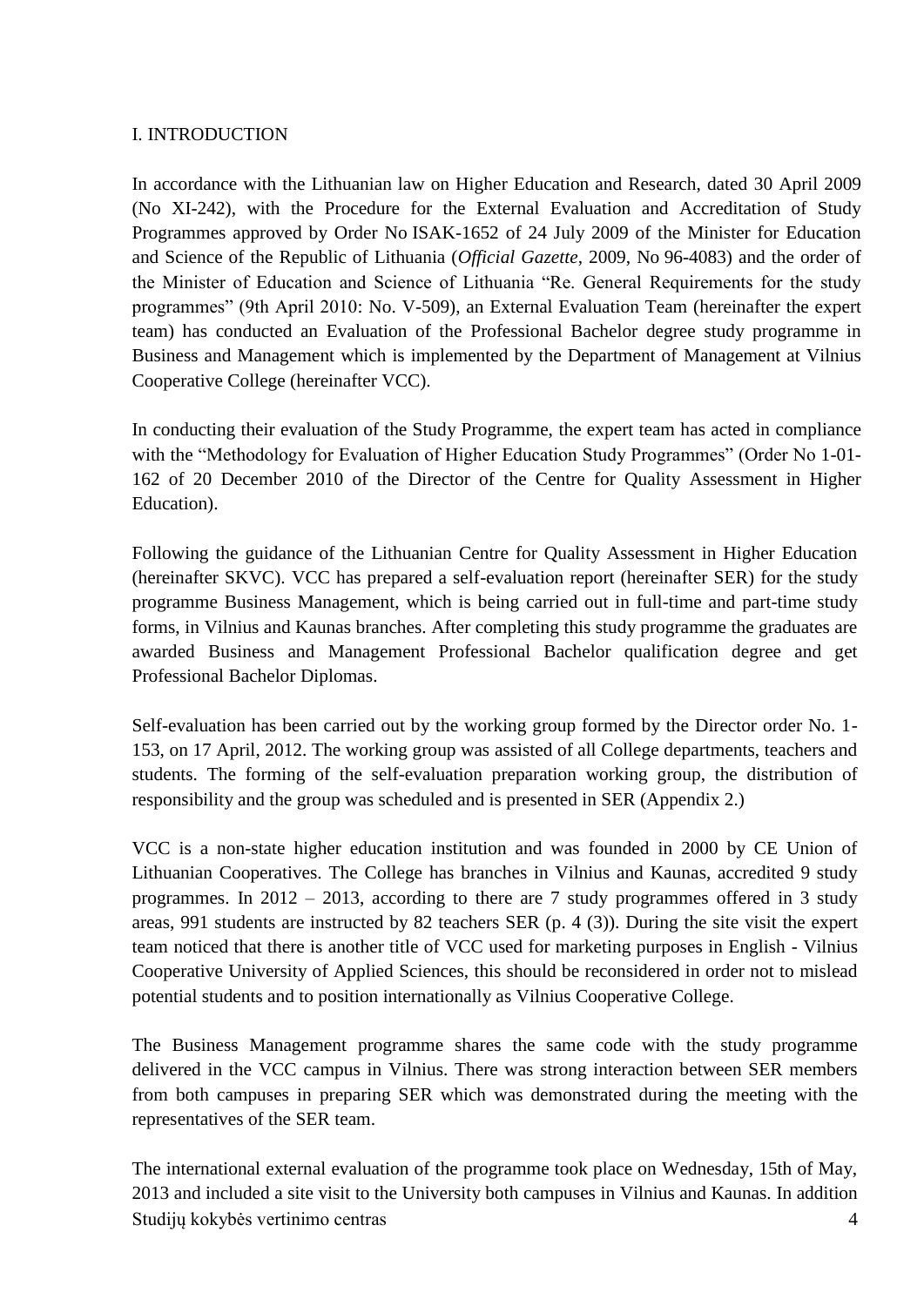## I. INTRODUCTION

In accordance with the Lithuanian law on Higher Education and Research, dated 30 April 2009 (No XI-242), with the Procedure for the External Evaluation and Accreditation of Study Programmes approved by Order No ISAK-1652 of 24 July 2009 of the Minister for Education and Science of the Republic of Lithuania (*Official Gazette*, 2009, No 96-4083) and the order of the Minister of Education and Science of Lithuania "Re. General Requirements for the study programmes" (9th April 2010: No. V-509), an External Evaluation Team (hereinafter the expert team) has conducted an Evaluation of the Professional Bachelor degree study programme in Business and Management which is implemented by the Department of Management at Vilnius Cooperative College (hereinafter VCC).

In conducting their evaluation of the Study Programme, the expert team has acted in compliance with the "Methodology for Evaluation of Higher Education Study Programmes" (Order No 1-01-162 of 20 December 2010 of the Director of the Centre for Quality Assessment in Higher Education).

Following the guidance of the Lithuanian Centre for Quality Assessment in Higher Education (hereinafter SKVC). VCC has prepared a self-evaluation report (hereinafter SER) for the study programme Business Management, which is being carried out in full-time and part-time study forms, in Vilnius and Kaunas branches. After completing this study programme the graduates are awarded Business and Management Professional Bachelor qualification degree and get Professional Bachelor Diplomas.

Self-evaluation has been carried out by the working group formed by the Director order No. 1-153, on 17 April, 2012. The working group was assisted of all College departments, teachers and students. The forming of the self-evaluation preparation working group, the distribution of responsibility and the group was scheduled and is presented in SER (Appendix 2.)

VCC is a non-state higher education institution and was founded in 2000 by CE Union of Lithuanian Cooperatives. The College has branches in Vilnius and Kaunas, accredited 9 study programmes. In 2012 – 2013, according to there are 7 study programmes offered in 3 study areas, 991 students are instructed by 82 teachers SER (p. 4 (3)). During the site visit the expert team noticed that there is another title of VCC used for marketing purposes in English - Vilnius Cooperative University of Applied Sciences, this should be reconsidered in order not to mislead potential students and to position internationally as Vilnius Cooperative College.

The Business Management programme shares the same code with the study programme delivered in the VCC campus in Vilnius. There was strong interaction between SER members from both campuses in preparing SER which was demonstrated during the meeting with the representatives of the SER team.

The international external evaluation of the programme took place on Wednesday, 15th of May, 2013 and included a site visit to the University both campuses in Vilnius and Kaunas. In addition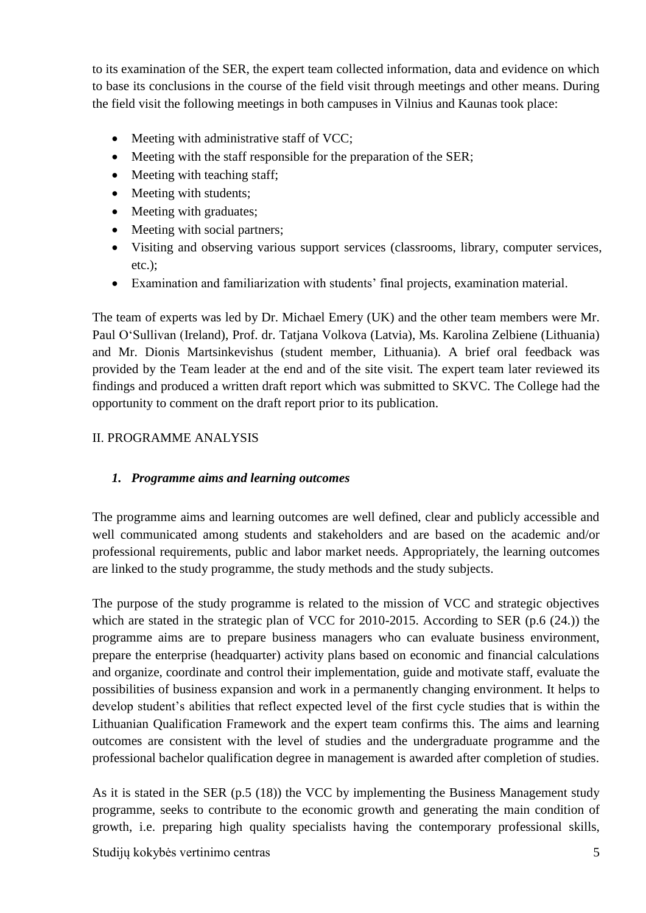to its examination of the SER, the expert team collected information, data and evidence on which to base its conclusions in the course of the field visit through meetings and other means. During the field visit the following meetings in both campuses in Vilnius and Kaunas took place:

- Meeting with administrative staff of VCC;
- Meeting with the staff responsible for the preparation of the SER;
- Meeting with teaching staff;
- Meeting with students;
- Meeting with graduates;
- Meeting with social partners;
- Visiting and observing various support services (classrooms, library, computer services, etc.);
- Examination and familiarization with students' final projects, examination material.

The team of experts was led by Dr. Michael Emery (UK) and the other team members were Mr. Paul O'Sullivan (Ireland), Prof. dr. Tatjana Volkova (Latvia), Ms. Karolina Zelbiene (Lithuania) and Mr. Dionis Martsinkevishus (student member, Lithuania). A brief oral feedback was provided by the Team leader at the end and of the site visit. The expert team later reviewed its findings and produced a written draft report which was submitted to SKVC. The College had the opportunity to comment on the draft report prior to its publication.

## II. PROGRAMME ANALYSIS

### *1. Programme aims and learning outcomes*

The programme aims and learning outcomes are well defined, clear and publicly accessible and well communicated among students and stakeholders and are based on the academic and/or professional requirements, public and labor market needs. Appropriately, the learning outcomes are linked to the study programme, the study methods and the study subjects.

The purpose of the study programme is related to the mission of VCC and strategic objectives which are stated in the strategic plan of VCC for 2010-2015. According to SER (p.6 (24.)) the programme aims are to prepare business managers who can evaluate business environment, prepare the enterprise (headquarter) activity plans based on economic and financial calculations and organize, coordinate and control their implementation, guide and motivate staff, evaluate the possibilities of business expansion and work in a permanently changing environment. It helps to develop student's abilities that reflect expected level of the first cycle studies that is within the Lithuanian Qualification Framework and the expert team confirms this. The aims and learning outcomes are consistent with the level of studies and the undergraduate programme and the professional bachelor qualification degree in management is awarded after completion of studies.

As it is stated in the SER (p.5 (18)) the VCC by implementing the Business Management study programme, seeks to contribute to the economic growth and generating the main condition of growth, i.e. preparing high quality specialists having the contemporary professional skills,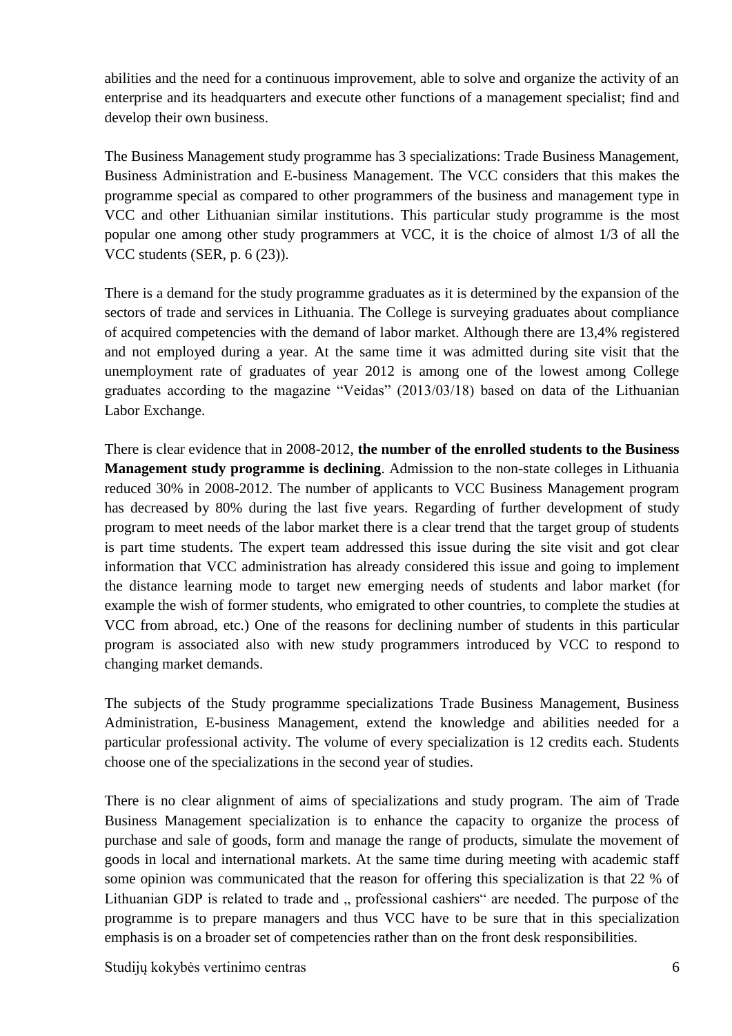abilities and the need for a continuous improvement, able to solve and organize the activity of an enterprise and its headquarters and execute other functions of a management specialist; find and develop their own business.

The Business Management study programme has 3 specializations: Trade Business Management, Business Administration and E-business Management. The VCC considers that this makes the programme special as compared to other programmers of the business and management type in VCC and other Lithuanian similar institutions. This particular study programme is the most popular one among other study programmers at VCC, it is the choice of almost 1/3 of all the VCC students (SER, p. 6 (23)).

There is a demand for the study programme graduates as it is determined by the expansion of the sectors of trade and services in Lithuania. The College is surveying graduates about compliance of acquired competencies with the demand of labor market. Although there are 13,4% registered and not employed during a year. At the same time it was admitted during site visit that the unemployment rate of graduates of year 2012 is among one of the lowest among College graduates according to the magazine "Veidas" (2013/03/18) based on data of the Lithuanian Labor Exchange.

There is clear evidence that in 2008-2012, **the number of the enrolled students to the Business Management study programme is declining**. Admission to the non-state colleges in Lithuania reduced 30% in 2008-2012. The number of applicants to VCC Business Management program has decreased by 80% during the last five years. Regarding of further development of study program to meet needs of the labor market there is a clear trend that the target group of students is part time students. The expert team addressed this issue during the site visit and got clear information that VCC administration has already considered this issue and going to implement the distance learning mode to target new emerging needs of students and labor market (for example the wish of former students, who emigrated to other countries, to complete the studies at VCC from abroad, etc.) One of the reasons for declining number of students in this particular program is associated also with new study programmers introduced by VCC to respond to changing market demands.

The subjects of the Study programme specializations Trade Business Management, Business Administration, E-business Management, extend the knowledge and abilities needed for a particular professional activity. The volume of every specialization is 12 credits each. Students choose one of the specializations in the second year of studies.

There is no clear alignment of aims of specializations and study program. The aim of Trade Business Management specialization is to enhance the capacity to organize the process of purchase and sale of goods, form and manage the range of products, simulate the movement of goods in local and international markets. At the same time during meeting with academic staff some opinion was communicated that the reason for offering this specialization is that 22 % of Lithuanian GDP is related to trade and „ professional cashiers" are needed. The purpose of the programme is to prepare managers and thus VCC have to be sure that in this specialization emphasis is on a broader set of competencies rather than on the front desk responsibilities.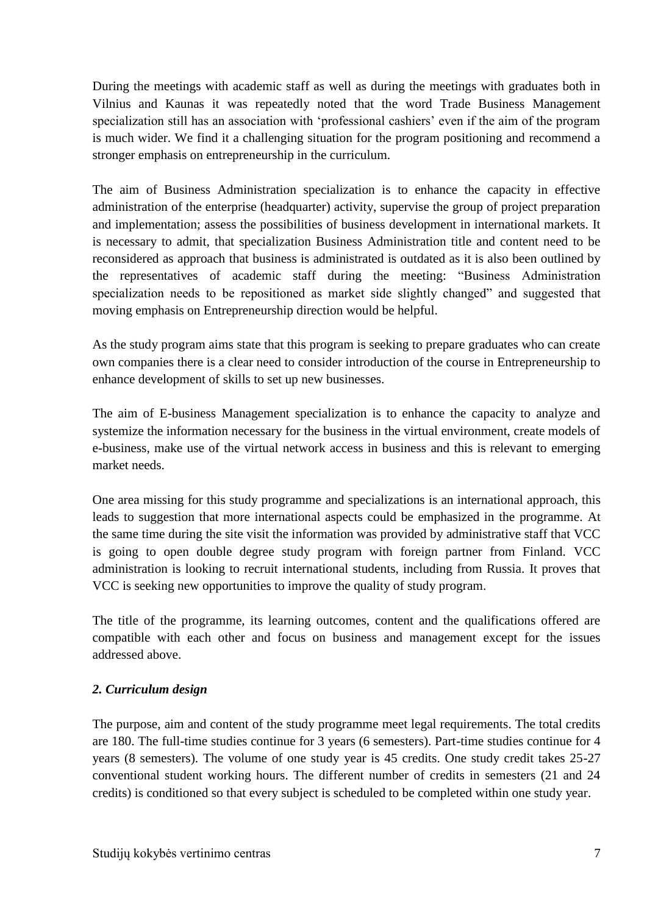During the meetings with academic staff as well as during the meetings with graduates both in Vilnius and Kaunas it was repeatedly noted that the word Trade Business Management specialization still has an association with 'professional cashiers' even if the aim of the program is much wider. We find it a challenging situation for the program positioning and recommend a stronger emphasis on entrepreneurship in the curriculum.

The aim of Business Administration specialization is to enhance the capacity in effective administration of the enterprise (headquarter) activity, supervise the group of project preparation and implementation; assess the possibilities of business development in international markets. It is necessary to admit, that specialization Business Administration title and content need to be reconsidered as approach that business is administrated is outdated as it is also been outlined by the representatives of academic staff during the meeting: "Business Administration specialization needs to be repositioned as market side slightly changed" and suggested that moving emphasis on Entrepreneurship direction would be helpful.

As the study program aims state that this program is seeking to prepare graduates who can create own companies there is a clear need to consider introduction of the course in Entrepreneurship to enhance development of skills to set up new businesses.

The aim of E-business Management specialization is to enhance the capacity to analyze and systemize the information necessary for the business in the virtual environment, create models of e-business, make use of the virtual network access in business and this is relevant to emerging market needs.

One area missing for this study programme and specializations is an international approach, this leads to suggestion that more international aspects could be emphasized in the programme. At the same time during the site visit the information was provided by administrative staff that VCC is going to open double degree study program with foreign partner from Finland. VCC administration is looking to recruit international students, including from Russia. It proves that VCC is seeking new opportunities to improve the quality of study program.

The title of the programme, its learning outcomes, content and the qualifications offered are compatible with each other and focus on business and management except for the issues addressed above.

### *2. Curriculum design*

The purpose, aim and content of the study programme meet legal requirements. The total credits are 180. The full-time studies continue for 3 years (6 semesters). Part-time studies continue for 4 years (8 semesters). The volume of one study year is 45 credits. One study credit takes 25-27 conventional student working hours. The different number of credits in semesters (21 and 24 credits) is conditioned so that every subject is scheduled to be completed within one study year.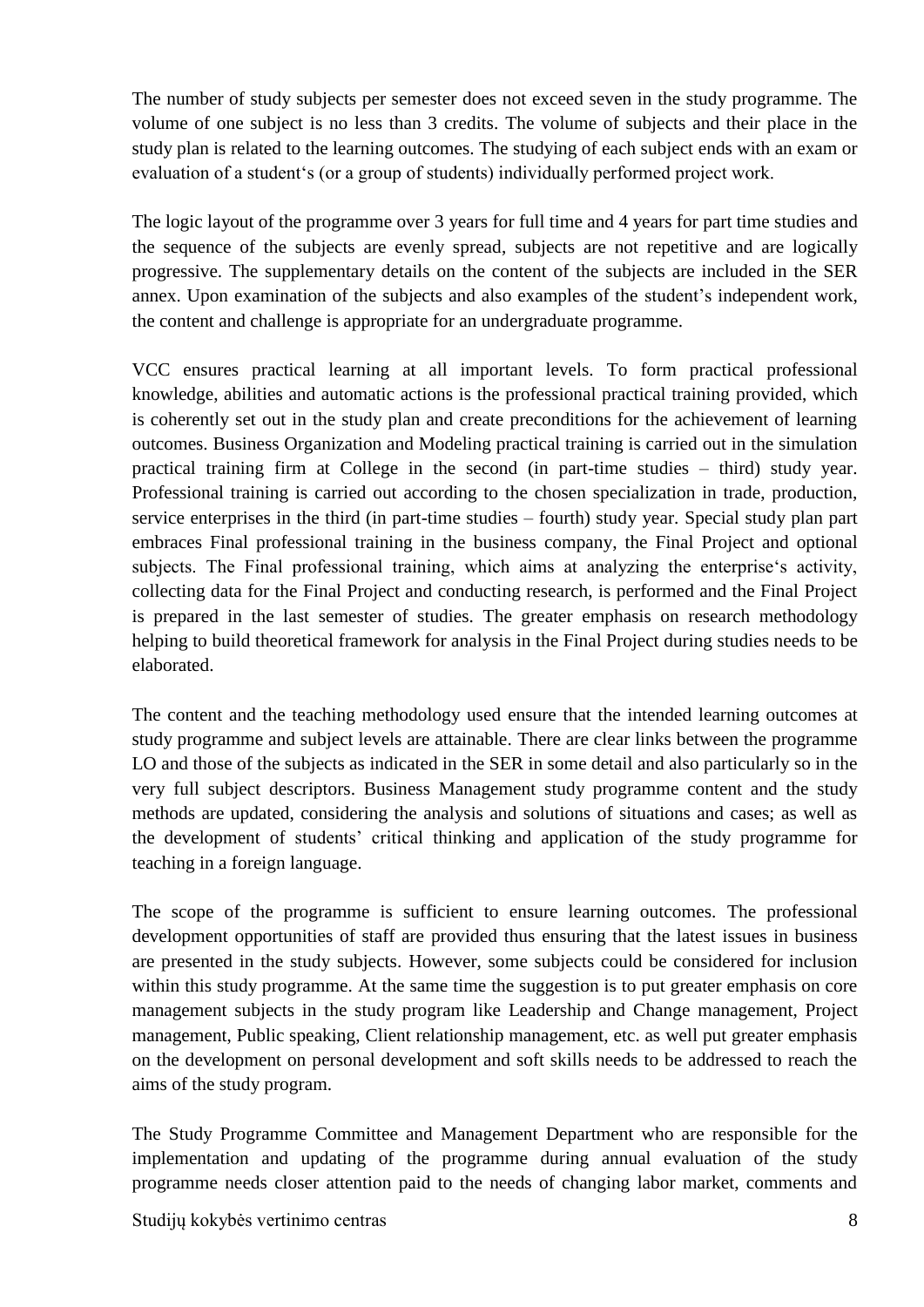The number of study subjects per semester does not exceed seven in the study programme. The volume of one subject is no less than 3 credits. The volume of subjects and their place in the study plan is related to the learning outcomes. The studying of each subject ends with an exam or evaluation of a student's (or a group of students) individually performed project work.

The logic layout of the programme over 3 years for full time and 4 years for part time studies and the sequence of the subjects are evenly spread, subjects are not repetitive and are logically progressive. The supplementary details on the content of the subjects are included in the SER annex. Upon examination of the subjects and also examples of the student's independent work, the content and challenge is appropriate for an undergraduate programme.

VCC ensures practical learning at all important levels. To form practical professional knowledge, abilities and automatic actions is the professional practical training provided, which is coherently set out in the study plan and create preconditions for the achievement of learning outcomes. Business Organization and Modeling practical training is carried out in the simulation practical training firm at College in the second (in part-time studies – third) study year. Professional training is carried out according to the chosen specialization in trade, production, service enterprises in the third (in part-time studies – fourth) study year. Special study plan part embraces Final professional training in the business company, the Final Project and optional subjects. The Final professional training, which aims at analyzing the enterprise's activity, collecting data for the Final Project and conducting research, is performed and the Final Project is prepared in the last semester of studies. The greater emphasis on research methodology helping to build theoretical framework for analysis in the Final Project during studies needs to be elaborated.

The content and the teaching methodology used ensure that the intended learning outcomes at study programme and subject levels are attainable. There are clear links between the programme LO and those of the subjects as indicated in the SER in some detail and also particularly so in the very full subject descriptors. Business Management study programme content and the study methods are updated, considering the analysis and solutions of situations and cases; as well as the development of students' critical thinking and application of the study programme for teaching in a foreign language.

The scope of the programme is sufficient to ensure learning outcomes. The professional development opportunities of staff are provided thus ensuring that the latest issues in business are presented in the study subjects. However, some subjects could be considered for inclusion within this study programme. At the same time the suggestion is to put greater emphasis on core management subjects in the study program like Leadership and Change management, Project management, Public speaking, Client relationship management, etc. as well put greater emphasis on the development on personal development and soft skills needs to be addressed to reach the aims of the study program.

The Study Programme Committee and Management Department who are responsible for the implementation and updating of the programme during annual evaluation of the study programme needs closer attention paid to the needs of changing labor market, comments and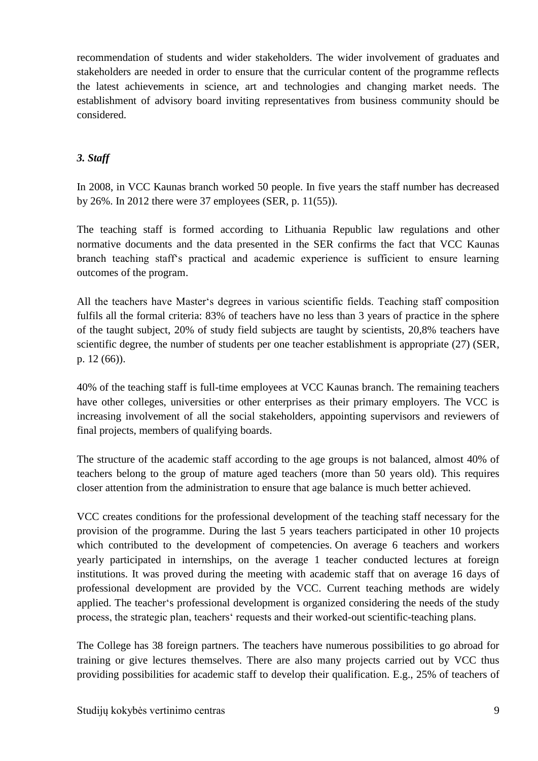recommendation of students and wider stakeholders. The wider involvement of graduates and stakeholders are needed in order to ensure that the curricular content of the programme reflects the latest achievements in science, art and technologies and changing market needs. The establishment of advisory board inviting representatives from business community should be considered.

### *3. Staff*

In 2008, in VCC Kaunas branch worked 50 people. In five years the staff number has decreased by 26%. In 2012 there were 37 employees (SER, p. 11(55)).

The teaching staff is formed according to Lithuania Republic law regulations and other normative documents and the data presented in the SER confirms the fact that VCC Kaunas branch teaching staff‘s practical and academic experience is sufficient to ensure learning outcomes of the program.

All the teachers have Master‘s degrees in various scientific fields. Teaching staff composition fulfils all the formal criteria: 83% of teachers have no less than 3 years of practice in the sphere of the taught subject, 20% of study field subjects are taught by scientists, 20,8% teachers have scientific degree, the number of students per one teacher establishment is appropriate (27) (SER, p. 12 (66)).

40% of the teaching staff is full-time employees at VCC Kaunas branch. The remaining teachers have other colleges, universities or other enterprises as their primary employers. The VCC is increasing involvement of all the social stakeholders, appointing supervisors and reviewers of final projects, members of qualifying boards.

The structure of the academic staff according to the age groups is not balanced, almost 40% of teachers belong to the group of mature aged teachers (more than 50 years old). This requires closer attention from the administration to ensure that age balance is much better achieved.

VCC creates conditions for the professional development of the teaching staff necessary for the provision of the programme. During the last 5 years teachers participated in other 10 projects which contributed to the development of competencies. On average 6 teachers and workers yearly participated in internships, on the average 1 teacher conducted lectures at foreign institutions. It was proved during the meeting with academic staff that on average 16 days of professional development are provided by the VCC. Current teaching methods are widely applied. The teacher‘s professional development is organized considering the needs of the study process, the strategic plan, teachers‘ requests and their worked-out scientific-teaching plans.

The College has 38 foreign partners. The teachers have numerous possibilities to go abroad for training or give lectures themselves. There are also many projects carried out by VCC thus providing possibilities for academic staff to develop their qualification. E.g., 25% of teachers of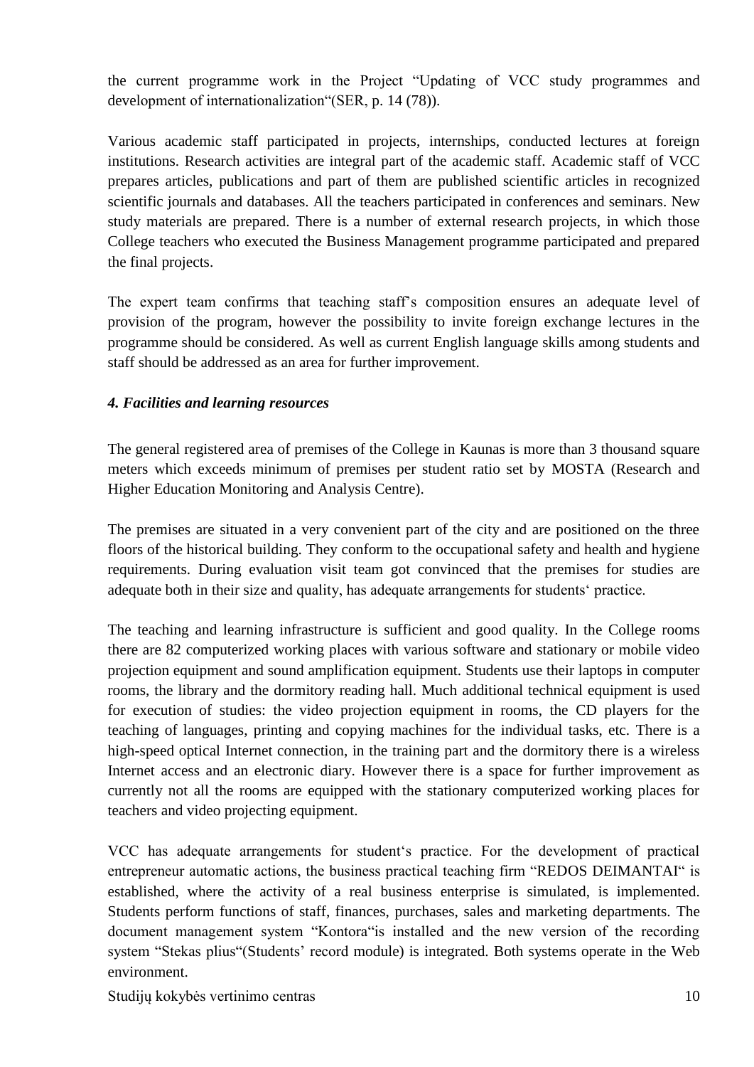the current programme work in the Project "Updating of VCC study programmes and development of internationalization"(SER, p. 14 (78)).

Various academic staff participated in projects, internships, conducted lectures at foreign institutions. Research activities are integral part of the academic staff. Academic staff of VCC prepares articles, publications and part of them are published scientific articles in recognized scientific journals and databases. All the teachers participated in conferences and seminars. New study materials are prepared. There is a number of external research projects, in which those College teachers who executed the Business Management programme participated and prepared the final projects.

The expert team confirms that teaching staff's composition ensures an adequate level of provision of the program, however the possibility to invite foreign exchange lectures in the programme should be considered. As well as current English language skills among students and staff should be addressed as an area for further improvement.

### *4. Facilities and learning resources*

The general registered area of premises of the College in Kaunas is more than 3 thousand square meters which exceeds minimum of premises per student ratio set by MOSTA (Research and Higher Education Monitoring and Analysis Centre).

The premises are situated in a very convenient part of the city and are positioned on the three floors of the historical building. They conform to the occupational safety and health and hygiene requirements. During evaluation visit team got convinced that the premises for studies are adequate both in their size and quality, has adequate arrangements for students' practice.

The teaching and learning infrastructure is sufficient and good quality. In the College rooms there are 82 computerized working places with various software and stationary or mobile video projection equipment and sound amplification equipment. Students use their laptops in computer rooms, the library and the dormitory reading hall. Much additional technical equipment is used for execution of studies: the video projection equipment in rooms, the CD players for the teaching of languages, printing and copying machines for the individual tasks, etc. There is a high-speed optical Internet connection, in the training part and the dormitory there is a wireless Internet access and an electronic diary. However there is a space for further improvement as currently not all the rooms are equipped with the stationary computerized working places for teachers and video projecting equipment.

VCC has adequate arrangements for student's practice. For the development of practical entrepreneur automatic actions, the business practical teaching firm "REDOS DEIMANTAI" is established, where the activity of a real business enterprise is simulated, is implemented. Students perform functions of staff, finances, purchases, sales and marketing departments. The document management system "Kontora"is installed and the new version of the recording system "Stekas plius"(Students' record module) is integrated. Both systems operate in the Web environment.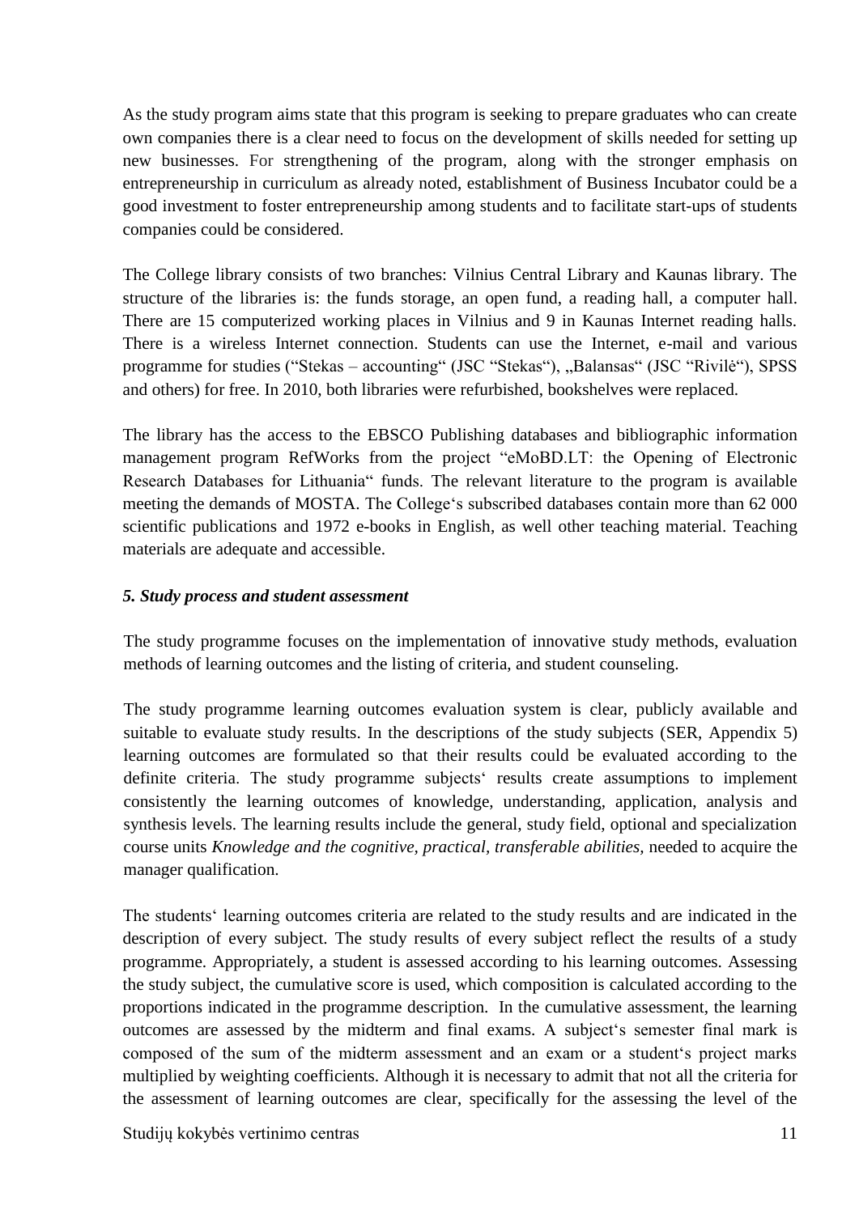As the study program aims state that this program is seeking to prepare graduates who can create own companies there is a clear need to focus on the development of skills needed for setting up new businesses. For strengthening of the program, along with the stronger emphasis on entrepreneurship in curriculum as already noted, establishment of Business Incubator could be a good investment to foster entrepreneurship among students and to facilitate start-ups of students companies could be considered.

The College library consists of two branches: Vilnius Central Library and Kaunas library. The structure of the libraries is: the funds storage, an open fund, a reading hall, a computer hall. There are 15 computerized working places in Vilnius and 9 in Kaunas Internet reading halls. There is a wireless Internet connection. Students can use the Internet, e-mail and various programme for studies ("Stekas – accounting" (JSC "Stekas"), „Balansas" (JSC "Rivilė"), SPSS and others) for free. In 2010, both libraries were refurbished, bookshelves were replaced.

The library has the access to the EBSCO Publishing databases and bibliographic information management program RefWorks from the project "eMoBD.LT: the Opening of Electronic Research Databases for Lithuania" funds. The relevant literature to the program is available meeting the demands of MOSTA. The College's subscribed databases contain more than 62 000 scientific publications and 1972 e-books in English, as well other teaching material. Teaching materials are adequate and accessible.

### *5. Study process and student assessment*

The study programme focuses on the implementation of innovative study methods, evaluation methods of learning outcomes and the listing of criteria, and student counseling.

The study programme learning outcomes evaluation system is clear, publicly available and suitable to evaluate study results. In the descriptions of the study subjects (SER, Appendix 5) learning outcomes are formulated so that their results could be evaluated according to the definite criteria. The study programme subjects' results create assumptions to implement consistently the learning outcomes of knowledge, understanding, application, analysis and synthesis levels. The learning results include the general, study field, optional and specialization course units *Knowledge and the cognitive, practical, transferable abilities,* needed to acquire the manager qualification.

The students' learning outcomes criteria are related to the study results and are indicated in the description of every subject. The study results of every subject reflect the results of a study programme. Appropriately, a student is assessed according to his learning outcomes. Assessing the study subject, the cumulative score is used, which composition is calculated according to the proportions indicated in the programme description. In the cumulative assessment, the learning outcomes are assessed by the midterm and final exams. A subject's semester final mark is composed of the sum of the midterm assessment and an exam or a student's project marks multiplied by weighting coefficients. Although it is necessary to admit that not all the criteria for the assessment of learning outcomes are clear, specifically for the assessing the level of the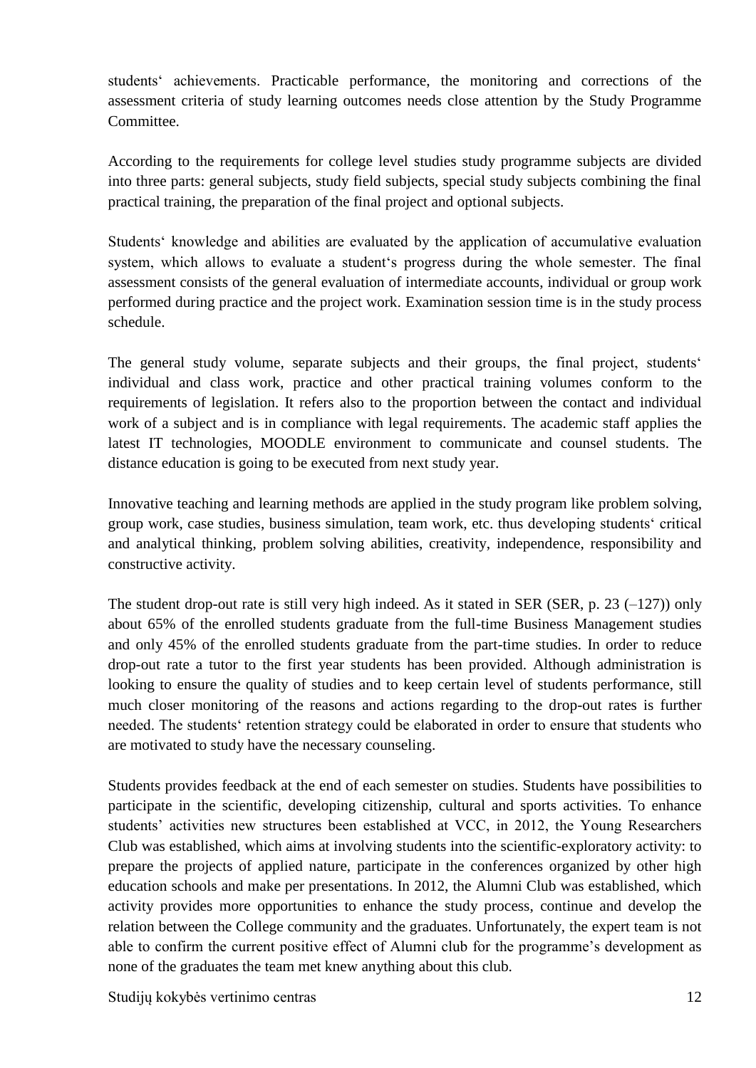students‘ achievements. Practicable performance, the monitoring and corrections of the assessment criteria of study learning outcomes needs close attention by the Study Programme Committee.

According to the requirements for college level studies study programme subjects are divided into three parts: general subjects, study field subjects, special study subjects combining the final practical training, the preparation of the final project and optional subjects.

Students‘ knowledge and abilities are evaluated by the application of accumulative evaluation system, which allows to evaluate a student‘s progress during the whole semester. The final assessment consists of the general evaluation of intermediate accounts, individual or group work performed during practice and the project work. Examination session time is in the study process schedule.

The general study volume, separate subjects and their groups, the final project, students‘ individual and class work, practice and other practical training volumes conform to the requirements of legislation. It refers also to the proportion between the contact and individual work of a subject and is in compliance with legal requirements. The academic staff applies the latest IT technologies, MOODLE environment to communicate and counsel students. The distance education is going to be executed from next study year.

Innovative teaching and learning methods are applied in the study program like problem solving, group work, case studies, business simulation, team work, etc. thus developing students‘ critical and analytical thinking, problem solving abilities, creativity, independence, responsibility and constructive activity.

The student drop-out rate is still very high indeed. As it stated in SER (SER, p. 23 (–127)) only about 65% of the enrolled students graduate from the full-time Business Management studies and only 45% of the enrolled students graduate from the part-time studies. In order to reduce drop-out rate a tutor to the first year students has been provided. Although administration is looking to ensure the quality of studies and to keep certain level of students performance, still much closer monitoring of the reasons and actions regarding to the drop-out rates is further needed. The students‘ retention strategy could be elaborated in order to ensure that students who are motivated to study have the necessary counseling.

Students provides feedback at the end of each semester on studies. Students have possibilities to participate in the scientific, developing citizenship, cultural and sports activities. To enhance students’ activities new structures been established at VCC, in 2012, the Young Researchers Club was established, which aims at involving students into the scientific-exploratory activity: to prepare the projects of applied nature, participate in the conferences organized by other high education schools and make per presentations. In 2012, the Alumni Club was established, which activity provides more opportunities to enhance the study process, continue and develop the relation between the College community and the graduates. Unfortunately, the expert team is not able to confirm the current positive effect of Alumni club for the programme’s development as none of the graduates the team met knew anything about this club.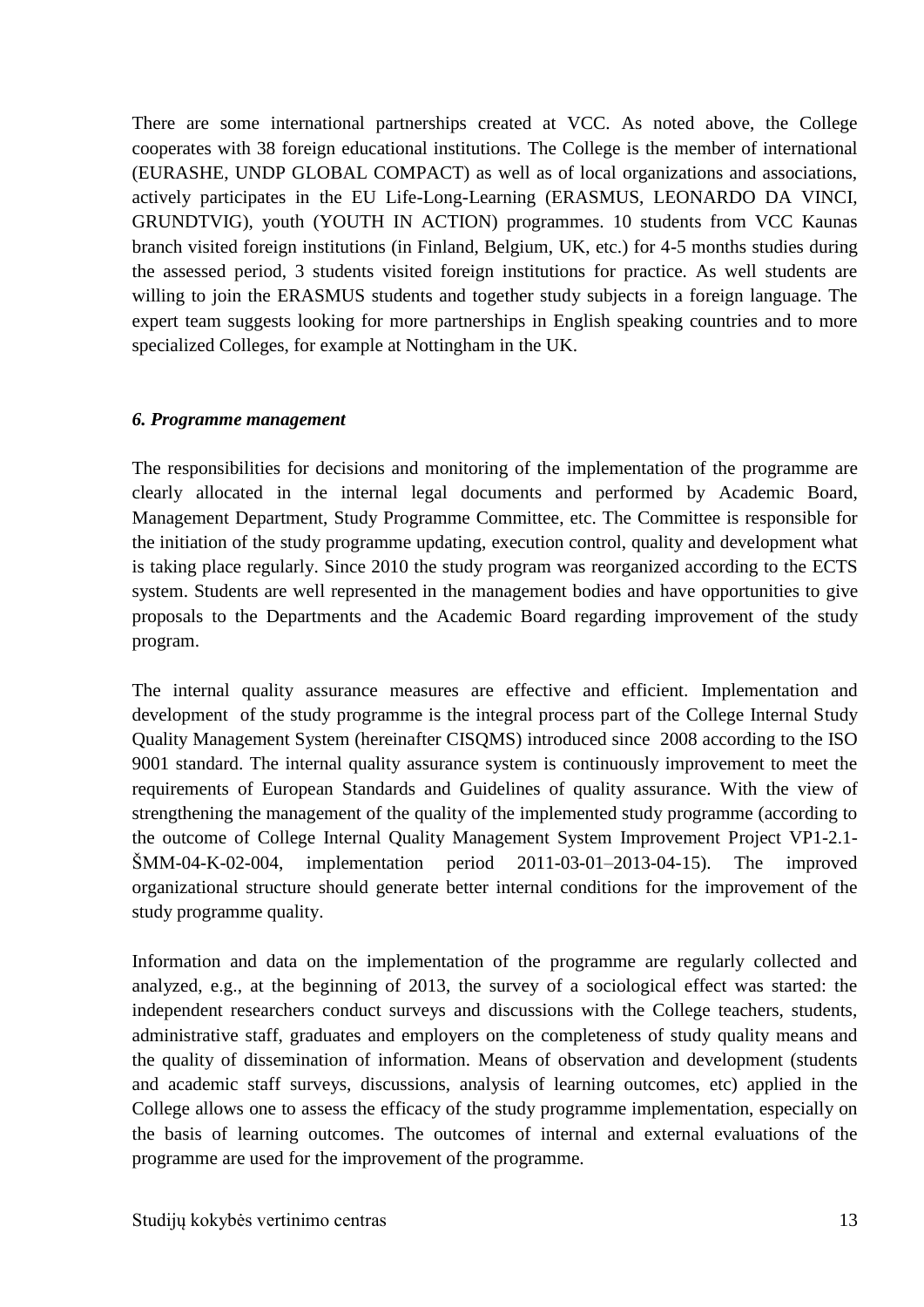There are some international partnerships created at VCC. As noted above, the College cooperates with 38 foreign educational institutions. The College is the member of international (EURASHE, UNDP GLOBAL COMPACT) as well as of local organizations and associations, actively participates in the EU Life-Long-Learning (ERASMUS, LEONARDO DA VINCI, GRUNDTVIG), youth (YOUTH IN ACTION) programmes. 10 students from VCC Kaunas branch visited foreign institutions (in Finland, Belgium, UK, etc.) for 4-5 months studies during the assessed period, 3 students visited foreign institutions for practice. As well students are willing to join the ERASMUS students and together study subjects in a foreign language. The expert team suggests looking for more partnerships in English speaking countries and to more specialized Colleges, for example at Nottingham in the UK.

### *6. Programme management*

The responsibilities for decisions and monitoring of the implementation of the programme are clearly allocated in the internal legal documents and performed by Academic Board, Management Department, Study Programme Committee, etc. The Committee is responsible for the initiation of the study programme updating, execution control, quality and development what is taking place regularly. Since 2010 the study program was reorganized according to the ECTS system. Students are well represented in the management bodies and have opportunities to give proposals to the Departments and the Academic Board regarding improvement of the study program.

The internal quality assurance measures are effective and efficient. Implementation and development of the study programme is the integral process part of the College Internal Study Quality Management System (hereinafter CISQMS) introduced since 2008 according to the ISO 9001 standard. The internal quality assurance system is continuously improvement to meet the requirements of European Standards and Guidelines of quality assurance. With the view of strengthening the management of the quality of the implemented study programme (according to the outcome of College Internal Quality Management System Improvement Project VP1-2.1-ŠMM-04-K-02-004, implementation period 2011-03-01–2013-04-15). The improved organizational structure should generate better internal conditions for the improvement of the study programme quality.

Information and data on the implementation of the programme are regularly collected and analyzed, e.g., at the beginning of 2013, the survey of a sociological effect was started: the independent researchers conduct surveys and discussions with the College teachers, students, administrative staff, graduates and employers on the completeness of study quality means and the quality of dissemination of information. Means of observation and development (students and academic staff surveys, discussions, analysis of learning outcomes, etc) applied in the College allows one to assess the efficacy of the study programme implementation, especially on the basis of learning outcomes. The outcomes of internal and external evaluations of the programme are used for the improvement of the programme.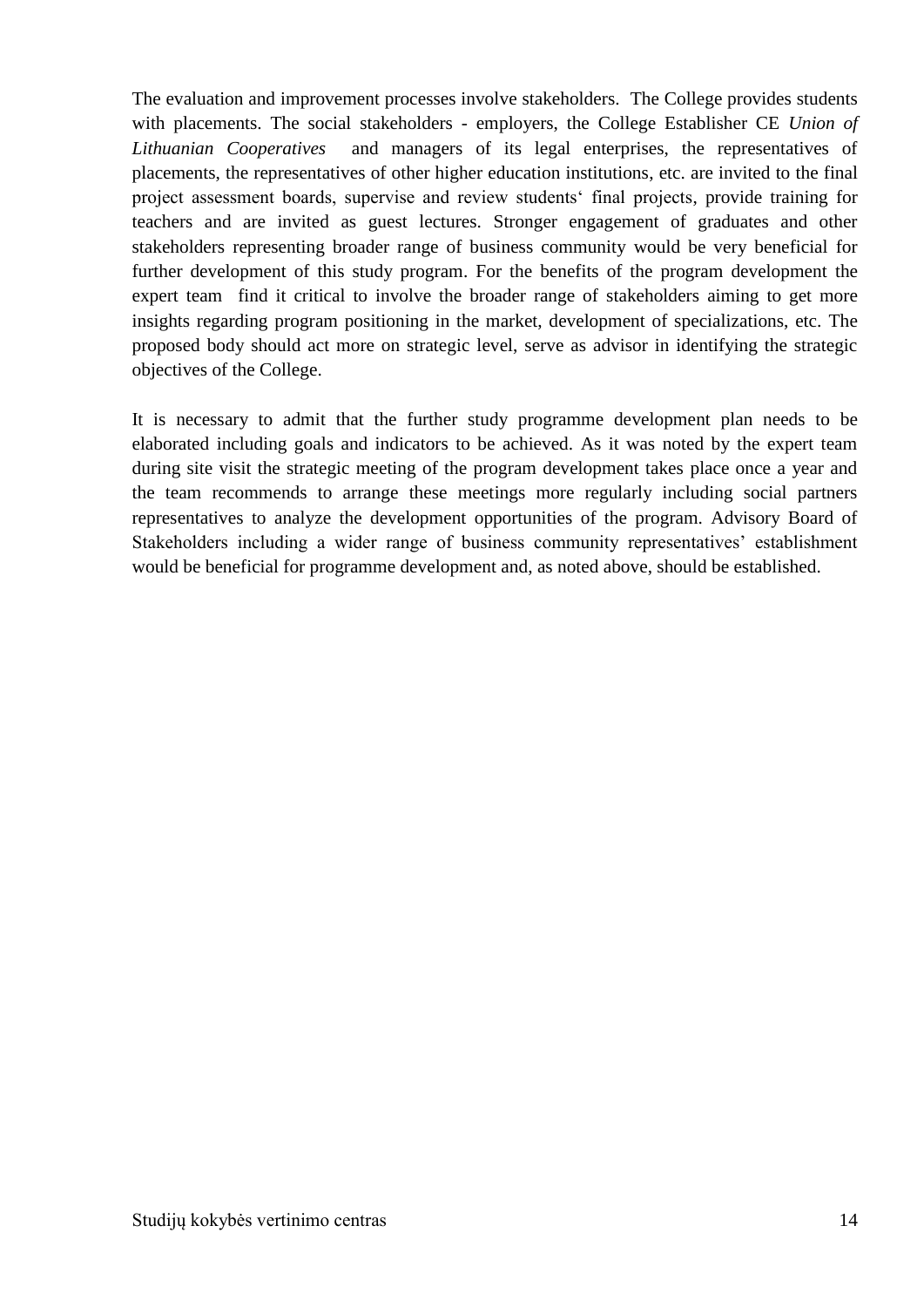The evaluation and improvement processes involve stakeholders. The College provides students with placements. The social stakeholders - employers, the College Establisher CE *Union of Lithuanian Cooperatives* and managers of its legal enterprises, the representatives of placements, the representatives of other higher education institutions, etc. are invited to the final project assessment boards, supervise and review students' final projects, provide training for teachers and are invited as guest lectures. Stronger engagement of graduates and other stakeholders representing broader range of business community would be very beneficial for further development of this study program. For the benefits of the program development the expert team find it critical to involve the broader range of stakeholders aiming to get more insights regarding program positioning in the market, development of specializations, etc. The proposed body should act more on strategic level, serve as advisor in identifying the strategic objectives of the College.

It is necessary to admit that the further study programme development plan needs to be elaborated including goals and indicators to be achieved. As it was noted by the expert team during site visit the strategic meeting of the program development takes place once a year and the team recommends to arrange these meetings more regularly including social partners representatives to analyze the development opportunities of the program. Advisory Board of Stakeholders including a wider range of business community representatives' establishment would be beneficial for programme development and, as noted above, should be established.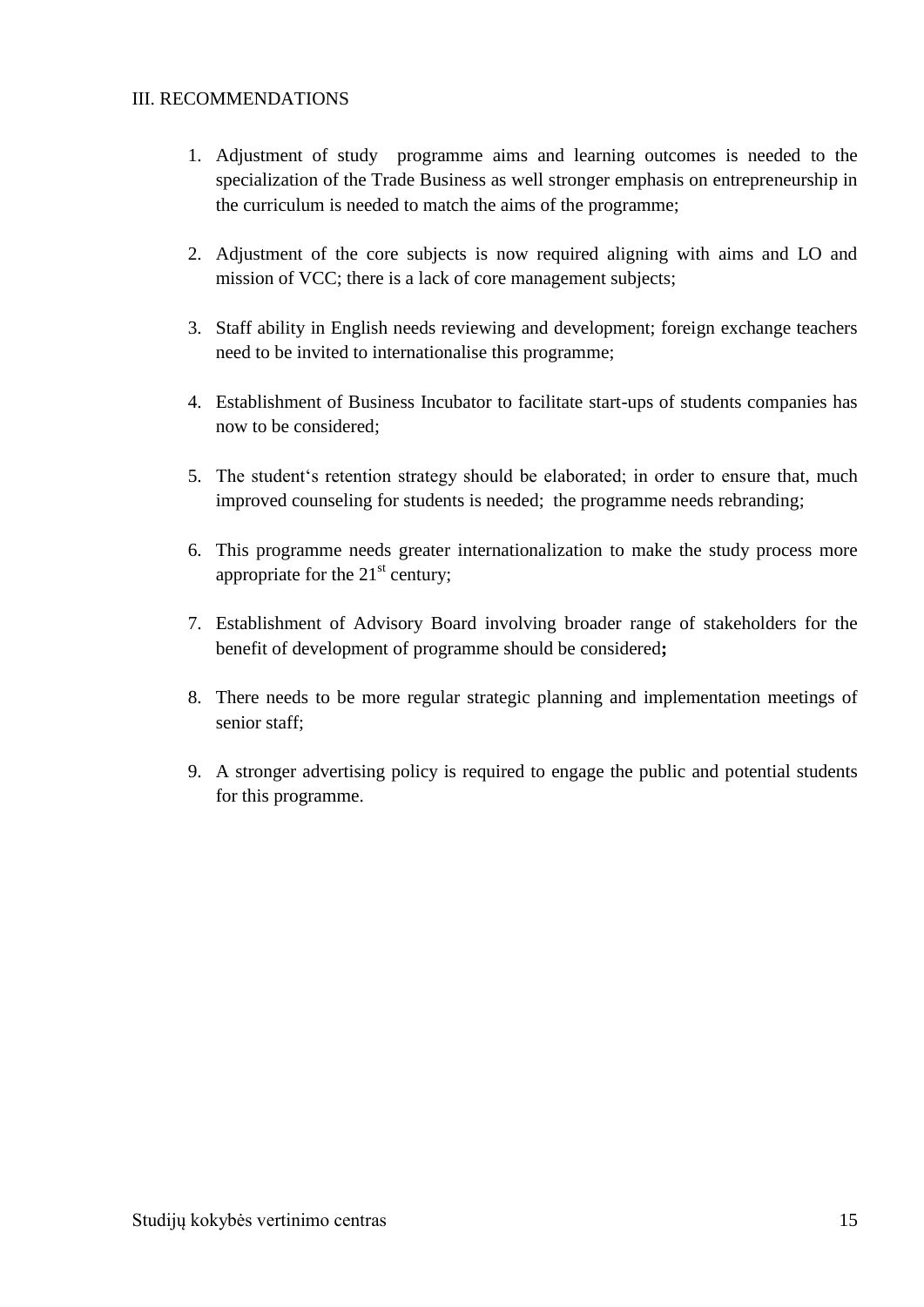## III. RECOMMENDATIONS

1. Adjustment of study programme aims and learning outcomes is needed to the specialization of the Trade Business as well stronger emphasis on entrepreneurship in the curriculum is needed to match the aims of the programme;

2. Adjustment of the core subjects is now required aligning with aims and LO and mission of VCC; there is a lack of core management subjects;

3. Staff ability in English needs reviewing and development; foreign exchange teachers need to be invited to internationalise this programme;

4. Establishment of Business Incubator to facilitate start-ups of students companies has now to be considered;

5. The student‘s retention strategy should be elaborated; in order to ensure that, much improved counseling for students is needed; the programme needs rebranding;

6. This programme needs greater internationalization to make the study process more appropriate for the 21st century;

7. Establishment of Advisory Board involving broader range of stakeholders for the benefit of development of programme should be considered**;**

8. There needs to be more regular strategic planning and implementation meetings of senior staff;

9. A stronger advertising policy is required to engage the public and potential students for this programme.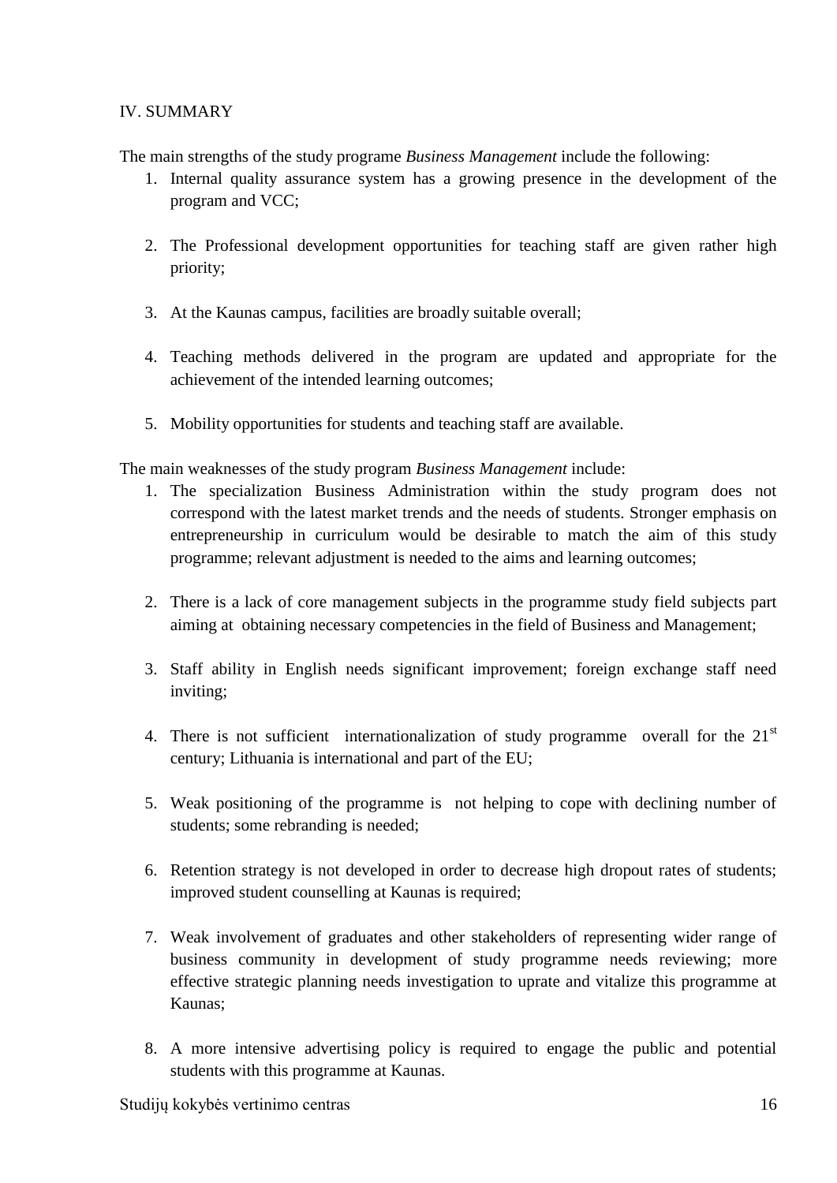## IV. SUMMARY

The main strengths of the study programe *Business Management* include the following:

1. Internal quality assurance system has a growing presence in the development of the program and VCC;
2. The Professional development opportunities for teaching staff are given rather high priority;
3. At the Kaunas campus, facilities are broadly suitable overall;
4. Teaching methods delivered in the program are updated and appropriate for the achievement of the intended learning outcomes;
5. Mobility opportunities for students and teaching staff are available.

The main weaknesses of the study program *Business Management* include:

1. The specialization Business Administration within the study program does not correspond with the latest market trends and the needs of students. Stronger emphasis on entrepreneurship in curriculum would be desirable to match the aim of this study programme; relevant adjustment is needed to the aims and learning outcomes;
2. There is a lack of core management subjects in the programme study field subjects part aiming at obtaining necessary competencies in the field of Business and Management;
3. Staff ability in English needs significant improvement; foreign exchange staff need inviting;
4. There is not sufficient internationalization of study programme overall for the 21st century; Lithuania is international and part of the EU;
5. Weak positioning of the programme is not helping to cope with declining number of students; some rebranding is needed;
6. Retention strategy is not developed in order to decrease high dropout rates of students; improved student counselling at Kaunas is required;
7. Weak involvement of graduates and other stakeholders of representing wider range of business community in development of study programme needs reviewing; more effective strategic planning needs investigation to uprate and vitalize this programme at Kaunas;
8. A more intensive advertising policy is required to engage the public and potential students with this programme at Kaunas.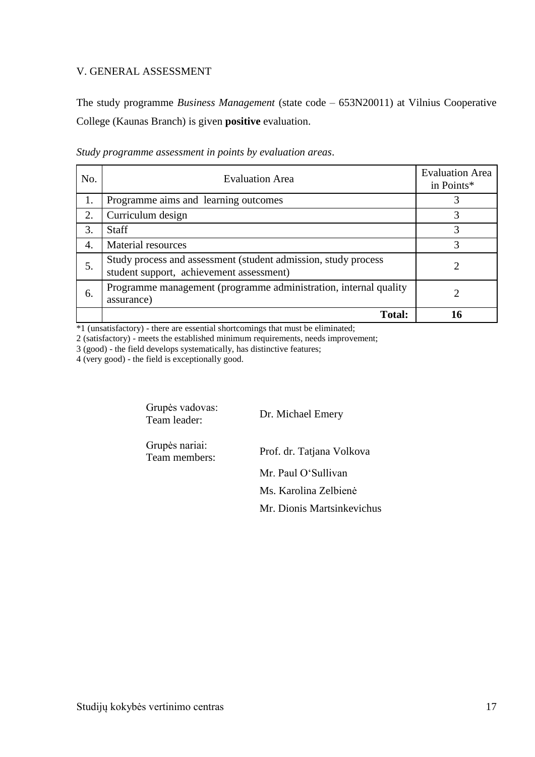## V. GENERAL ASSESSMENT

The study programme *Business Management* (state code – 653N20011) at Vilnius Cooperative College (Kaunas Branch) is given **positive** evaluation.

*Study programme assessment in points by evaluation areas*.

| No. | Evaluation Area | Evaluation Area in Points* |
|---|---|---|
| 1. | Programme aims and learning outcomes | 3 |
| 2. | Curriculum design | 3 |
| 3. | Staff | 3 |
| 4. | Material resources | 3 |
| 5. | Study process and assessment (student admission, study process student support, achievement assessment) | 2 |
| 6. | Programme management (programme administration, internal quality assurance) | 2 |
| | **Total:** | **16** |

*1 (unsatisfactory) - there are essential shortcomings that must be eliminated;
2 (satisfactory) - meets the established minimum requirements, needs improvement;
3 (good) - the field develops systematically, has distinctive features;
4 (very good) - the field is exceptionally good.

| | |
|---|---|
| Grupės vadovas:<br>Team leader: | Dr. Michael Emery |
| Grupės nariai:<br>Team members: | Prof. dr. Tatjana Volkova |
| | Mr. Paul O'Sullivan |
| | Ms. Karolina Zelbienė |
| | Mr. Dionis Martsinkevichus |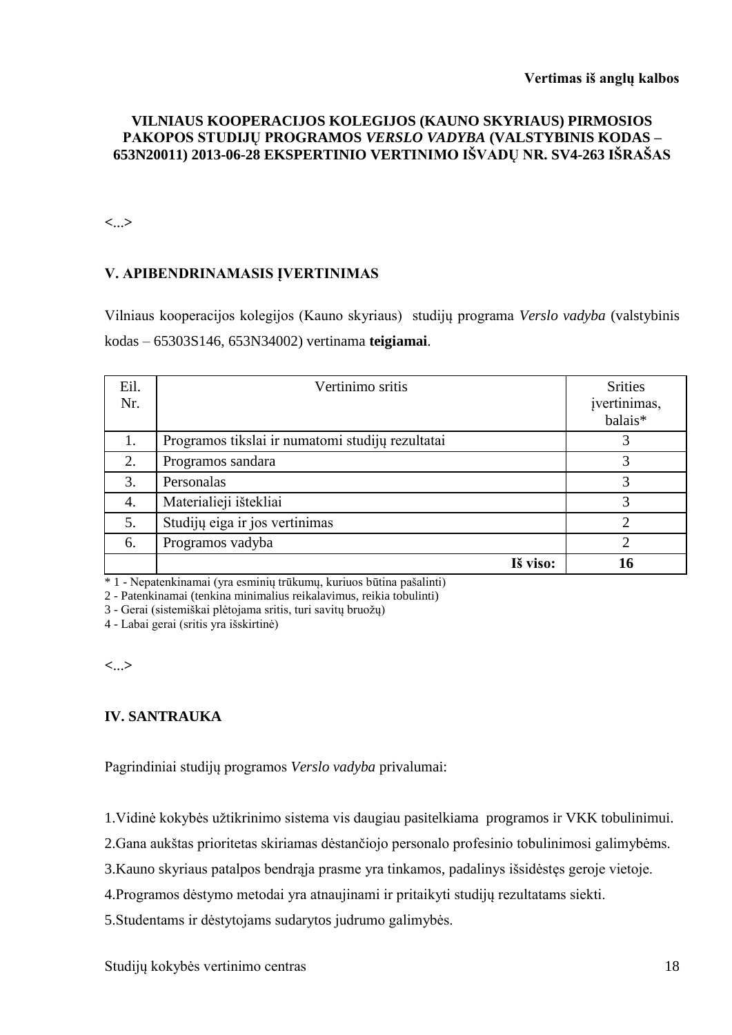**Vertimas iš anglų kalbos**

**VILNIAUS KOOPERACIJOS KOLEGIJOS (KAUNO SKYRIAUS) PIRMOSIOS PAKOPOS STUDIJŲ PROGRAMOS *VERSLO VADYBA* (VALSTYBINIS KODAS – 653N20011) 2013-06-28 EKSPERTINIO VERTINIMO IŠVADŲ NR. SV4-263 IŠRAŠAS**

<...>

## V. APIBENDRINAMASIS ĮVERTINIMAS

Vilniaus kooperacijos kolegijos (Kauno skyriaus) studijų programa *Verslo vadyba* (valstybinis kodas – 65303S146, 653N34002) vertinama **teigiamai**.

| Eil. Nr. | Vertinimo sritis | Srities įvertinimas, balais* |
|---|---|---|
| 1. | Programos tikslai ir numatomi studijų rezultatai | 3 |
| 2. | Programos sandara | 3 |
| 3. | Personalas | 3 |
| 4. | Materialieji ištekliai | 3 |
| 5. | Studijų eiga ir jos vertinimas | 2 |
| 6. | Programos vadyba | 2 |
| | **Iš viso:** | **16** |

\* 1 - Nepatenkinamai (yra esminių trūkumų, kuriuos būtina pašalinti)
2 - Patenkinamai (tenkina minimalius reikalavimus, reikia tobulinti)
3 - Gerai (sistemiškai plėtojama sritis, turi savitų bruožų)
4 - Labai gerai (sritis yra išskirtinė)

<...>

## IV. SANTRAUKA

Pagrindiniai studijų programos *Verslo vadyba* privalumai:

1.Vidinė kokybės užtikrinimo sistema vis daugiau pasitelkiama programos ir VKK tobulinimui.
2.Gana aukštas prioritetas skiriamas dėstančiojo personalo profesinio tobulinimosi galimybėms.
3.Kauno skyriaus patalpos bendrąja prasme yra tinkamos, padalinys išsidėstęs geroje vietoje.
4.Programos dėstymo metodai yra atnaujinami ir pritaikyti studijų rezultatams siekti.
5.Studentams ir dėstytojams sudarytos judrumo galimybės.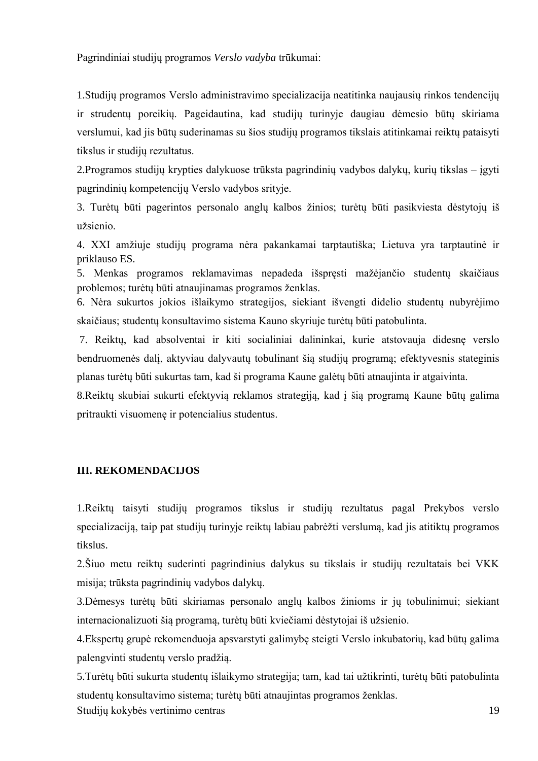Pagrindiniai studijų programos *Verslo vadyba* trūkumai:

1.Studijų programos Verslo administravimo specializacija neatitinka naujausių rinkos tendencijų ir strudentų poreikių. Pageidautina, kad studijų turinyje daugiau dėmesio būtų skiriama verslumui, kad jis būtų suderinamas su šios studijų programos tikslais atitinkamai reiktų pataisyti tikslus ir studijų rezultatus.

2.Programos studijų krypties dalykuose trūksta pagrindinių vadybos dalykų, kurių tikslas – įgyti pagrindinių kompetencijų Verslo vadybos srityje.

3. Turėtų būti pagerintos personalo anglų kalbos žinios; turėtų būti pasikviesta dėstytojų iš užsienio.

4. XXI amžiuje studijų programa nėra pakankamai tarptautiška; Lietuva yra tarptautinė ir priklauso ES.

5. Menkas programos reklamavimas nepadeda išspręsti mažėjančio studentų skaičiaus problemos; turėtų būti atnaujinamas programos ženklas.

6. Nėra sukurtos jokios išlaikymo strategijos, siekiant išvengti didelio studentų nubyrėjimo skaičiaus; studentų konsultavimo sistema Kauno skyriuje turėtų būti patobulinta.

7. Reiktų, kad absolventai ir kiti socialiniai dalininkai, kurie atstovauja didesnę verslo bendruomenės dalį, aktyviau dalyvautų tobulinant šią studijų programą; efektyvesnis stateginis planas turėtų būti sukurtas tam, kad ši programa Kaune galėtų būti atnaujinta ir atgaivinta.

8.Reiktų skubiai sukurti efektyvią reklamos strategiją, kad į šią programą Kaune būtų galima pritraukti visuomenę ir potencialius studentus.

## III. REKOMENDACIJOS

1.Reiktų taisyti studijų programos tikslus ir studijų rezultatus pagal Prekybos verslo specializaciją, taip pat studijų turinyje reiktų labiau pabrėžti verslumą, kad jis atitiktų programos tikslus.

2.Šiuo metu reiktų suderinti pagrindinius dalykus su tikslais ir studijų rezultatais bei VKK misija; trūksta pagrindinių vadybos dalykų.

3.Dėmesys turėtų būti skiriamas personalo anglų kalbos žinioms ir jų tobulinimui; siekiant internacionalizuoti šią programą, turėtų būti kviečiami dėstytojai iš užsienio.

4.Ekspertų grupė rekomenduoja apsvarstyti galimybę steigti Verslo inkubatorių, kad būtų galima palengvinti studentų verslo pradžią.

5.Turėtų būti sukurta studentų išlaikymo strategija; tam, kad tai užtikrinti, turėtų būti patobulinta studentų konsultavimo sistema; turėtų būti atnaujintas programos ženklas.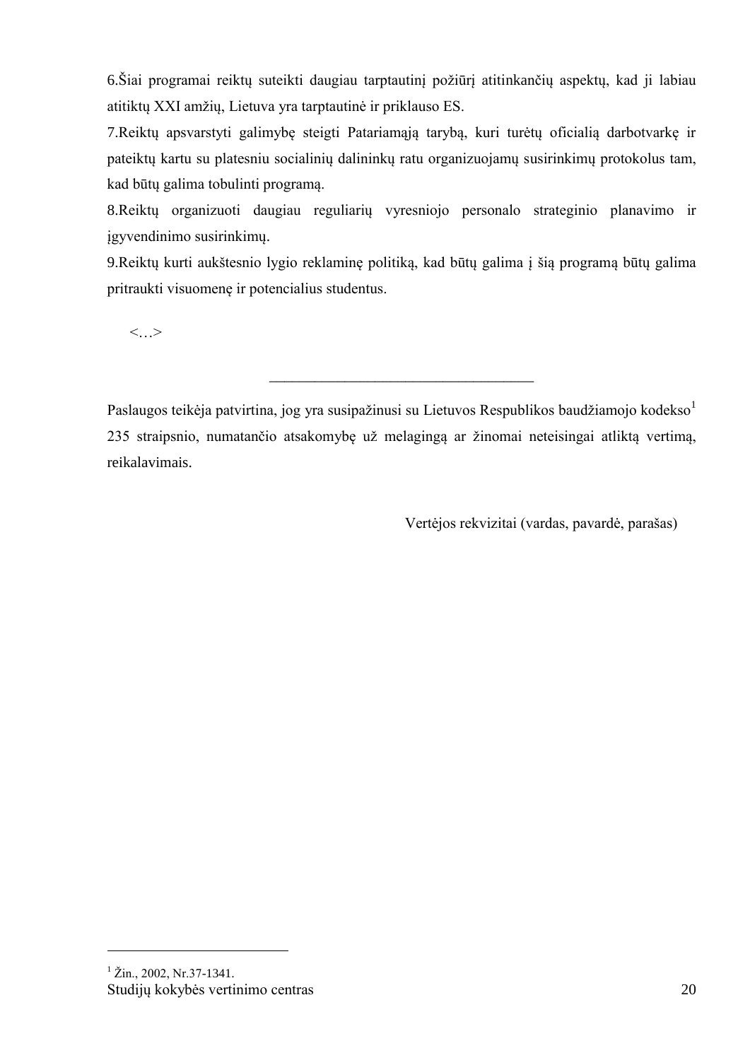6.Šiai programai reiktų suteikti daugiau tarptautinį požiūrį atitinkančių aspektų, kad ji labiau atitiktų XXI amžių, Lietuva yra tarptautinė ir priklauso ES.

7.Reiktų apsvarstyti galimybę steigti Patariamąją tarybą, kuri turėtų oficialią darbotvarkę ir pateiktų kartu su platesniu socialinių dalininkų ratu organizuojamų susirinkimų protokolus tam, kad būtų galima tobulinti programą.

8.Reiktų organizuoti daugiau reguliarių vyresniojo personalo strateginio planavimo ir įgyvendinimo susirinkimų.

9.Reiktų kurti aukštesnio lygio reklaminę politiką, kad būtų galima į šią programą būtų galima pritraukti visuomenę ir potencialius studentus.

<…>

___________________________________

Paslaugos teikėja patvirtina, jog yra susipažinusi su Lietuvos Respublikos baudžiamojo kodekso[1] 235 straipsnio, numatančio atsakomybę už melagingą ar žinomai neteisingai atliktą vertimą, reikalavimais.

Vertėjos rekvizitai (vardas, pavardė, parašas)

[1] Žin., 2002, Nr.37-1341.